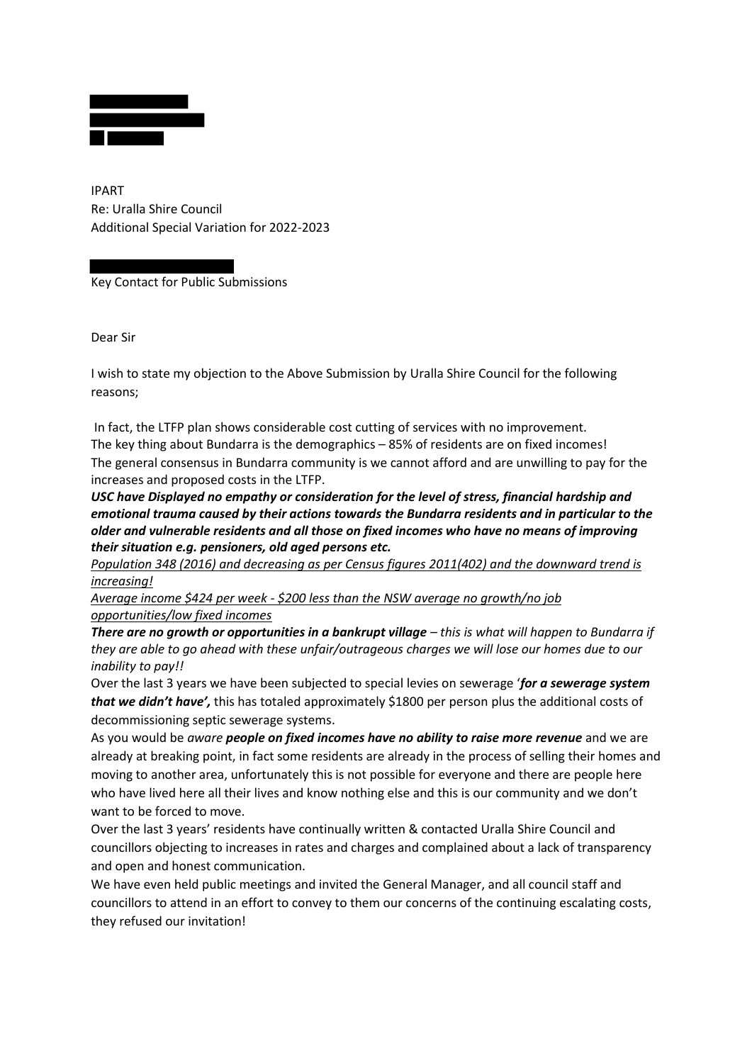IPART
Re: Uralla Shire Council
Additional Special Variation for 2022-2023

Key Contact for Public Submissions

Dear Sir

I wish to state my objection to the Above Submission by Uralla Shire Council for the following reasons;

In fact, the LTFP plan shows considerable cost cutting of services with no improvement.
The key thing about Bundarra is the demographics – 85% of residents are on fixed incomes!
The general consensus in Bundarra community is we cannot afford and are unwilling to pay for the increases and proposed costs in the LTFP.

***USC have Displayed no empathy or consideration for the level of stress, financial hardship and emotional trauma caused by their actions towards the Bundarra residents and in particular to the older and vulnerable residents and all those on fixed incomes who have no means of improving their situation e.g. pensioners, old aged persons etc.***

<u>*Population 348 (2016) and decreasing as per Census figures 2011(402) and the downward trend is increasing!*</u>

<u>*Average income $424 per week - $200 less than the NSW average no growth/no job opportunities/low fixed incomes*</u>

***There are no growth or opportunities in a bankrupt village*** – *this is what will happen to Bundarra if they are able to go ahead with these unfair/outrageous charges we will lose our homes due to our inability to pay!!*

Over the last 3 years we have been subjected to special levies on sewerage '***for a sewerage system that we didn't have',*** this has totaled approximately $1800 per person plus the additional costs of decommissioning septic sewerage systems.

As you would be *aware* ***people on fixed incomes have no ability to raise more revenue*** and we are already at breaking point, in fact some residents are already in the process of selling their homes and moving to another area, unfortunately this is not possible for everyone and there are people here who have lived here all their lives and know nothing else and this is our community and we don't want to be forced to move.

Over the last 3 years' residents have continually written & contacted Uralla Shire Council and councillors objecting to increases in rates and charges and complained about a lack of transparency and open and honest communication.

We have even held public meetings and invited the General Manager, and all council staff and councillors to attend in an effort to convey to them our concerns of the continuing escalating costs, they refused our invitation!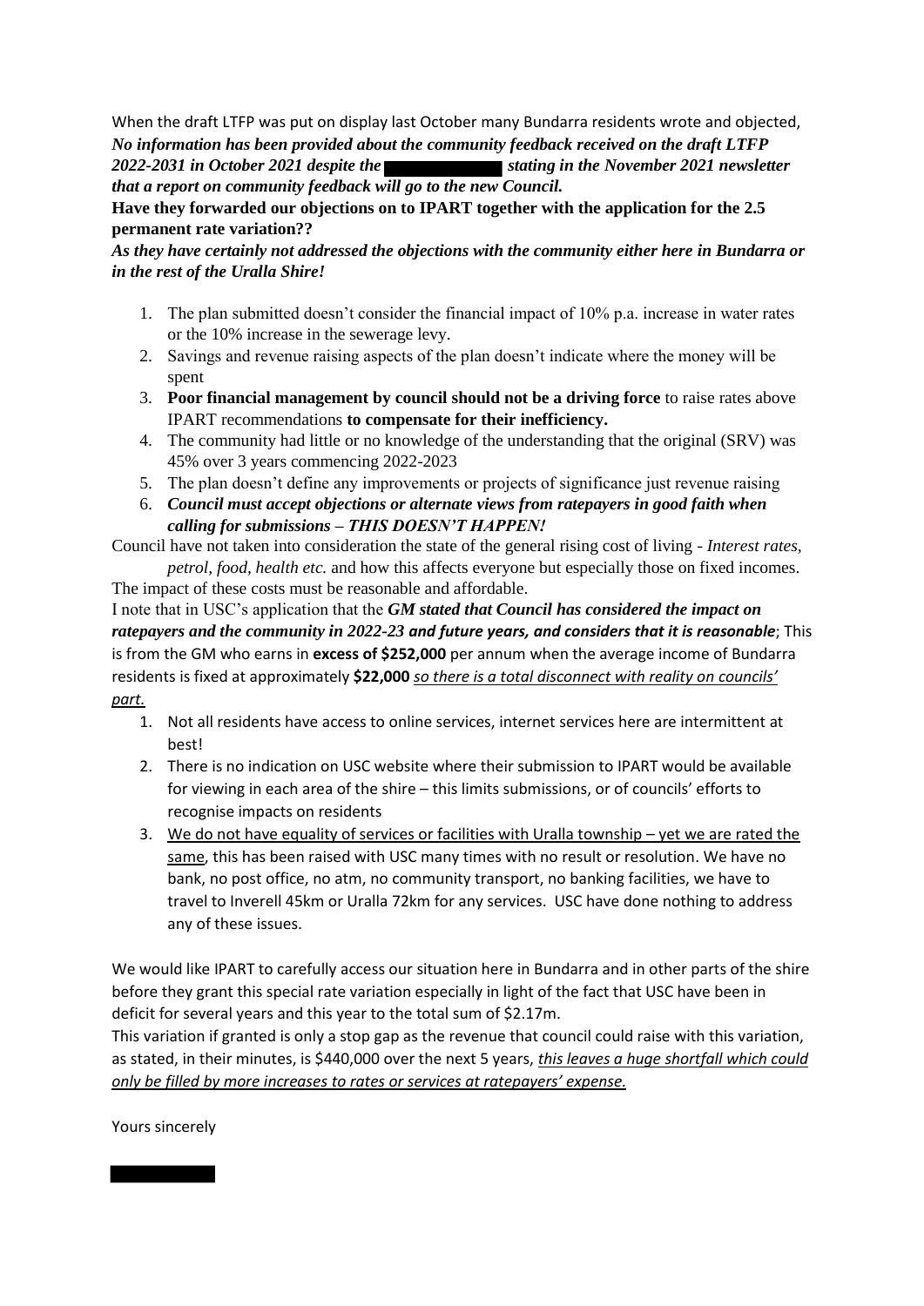When the draft LTFP was put on display last October many Bundarra residents wrote and objected, ***No information has been provided about the community feedback received on the draft LTFP 2022-2031 in October 2021 despite the*** ████████ ***stating in the November 2021 newsletter that a report on community feedback will go to the new Council.***

**Have they forwarded our objections on to IPART together with the application for the 2.5 permanent rate variation??**

***As they have certainly not addressed the objections with the community either here in Bundarra or in the rest of the Uralla Shire!***

1. The plan submitted doesn't consider the financial impact of 10% p.a. increase in water rates or the 10% increase in the sewerage levy.
2. Savings and revenue raising aspects of the plan doesn't indicate where the money will be spent
3. **Poor financial management by council should not be a driving force** to raise rates above IPART recommendations **to compensate for their inefficiency.**
4. The community had little or no knowledge of the understanding that the original (SRV) was 45% over 3 years commencing 2022-2023
5. The plan doesn't define any improvements or projects of significance just revenue raising
6. ***Council must accept objections or alternate views from ratepayers in good faith when calling for submissions – THIS DOESN'T HAPPEN!***

Council have not taken into consideration the state of the general rising cost of living - *Interest rates, petrol, food, health etc.* and how this affects everyone but especially those on fixed incomes. The impact of these costs must be reasonable and affordable.

I note that in USC's application that the ***GM stated that Council has considered the impact on ratepayers and the community in 2022-23 and future years, and considers that it is reasonable***; This is from the GM who earns in **excess of $252,000** per annum when the average income of Bundarra residents is fixed at approximately **$22,000** *so there is a total disconnect with reality on councils' part.*

1. Not all residents have access to online services, internet services here are intermittent at best!
2. There is no indication on USC website where their submission to IPART would be available for viewing in each area of the shire – this limits submissions, or of councils' efforts to recognise impacts on residents
3. We do not have equality of services or facilities with Uralla township – yet we are rated the same, this has been raised with USC many times with no result or resolution. We have no bank, no post office, no atm, no community transport, no banking facilities, we have to travel to Inverell 45km or Uralla 72km for any services. USC have done nothing to address any of these issues.

We would like IPART to carefully access our situation here in Bundarra and in other parts of the shire before they grant this special rate variation especially in light of the fact that USC have been in deficit for several years and this year to the total sum of $2.17m.

This variation if granted is only a stop gap as the revenue that council could raise with this variation, as stated, in their minutes, is $440,000 over the next 5 years, *this leaves a huge shortfall which could only be filled by more increases to rates or services at ratepayers' expense.*

Yours sincerely

████████